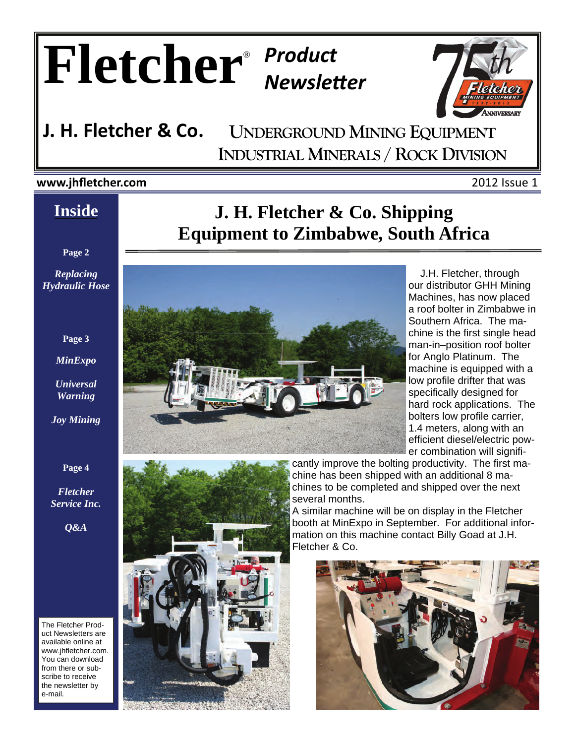# Fletcher® Product Newsletter

**J. H. Fletcher & Co.** UNDERGROUND MINING EQUIPMENT
INDUSTRIAL MINERALS / ROCK DIVISION

**www.jhfletcher.com** 2012 Issue 1

## Inside

**Page 2**

*Replacing Hydraulic Hose*

**Page 3**

*MinExpo*

*Universal Warning*

*Joy Mining*

**Page 4**

*Fletcher Service Inc.*

*Q&A*

The Fletcher Product Newsletters are available online at www.jhfletcher.com. You can download from there or subscribe to receive the newsletter by e-mail.

# J. H. Fletcher & Co. Shipping Equipment to Zimbabwe, South Africa

J.H. Fletcher, through our distributor GHH Mining Machines, has now placed a roof bolter in Zimbabwe in Southern Africa. The machine is the first single head man-in–position roof bolter for Anglo Platinum. The machine is equipped with a low profile drifter that was specifically designed for hard rock applications. The bolters low profile carrier, 1.4 meters, along with an efficient diesel/electric power combination will significantly improve the bolting productivity. The first machine has been shipped with an additional 8 machines to be completed and shipped over the next several months.

A similar machine will be on display in the Fletcher booth at MinExpo in September. For additional information on this machine contact Billy Goad at J.H. Fletcher & Co.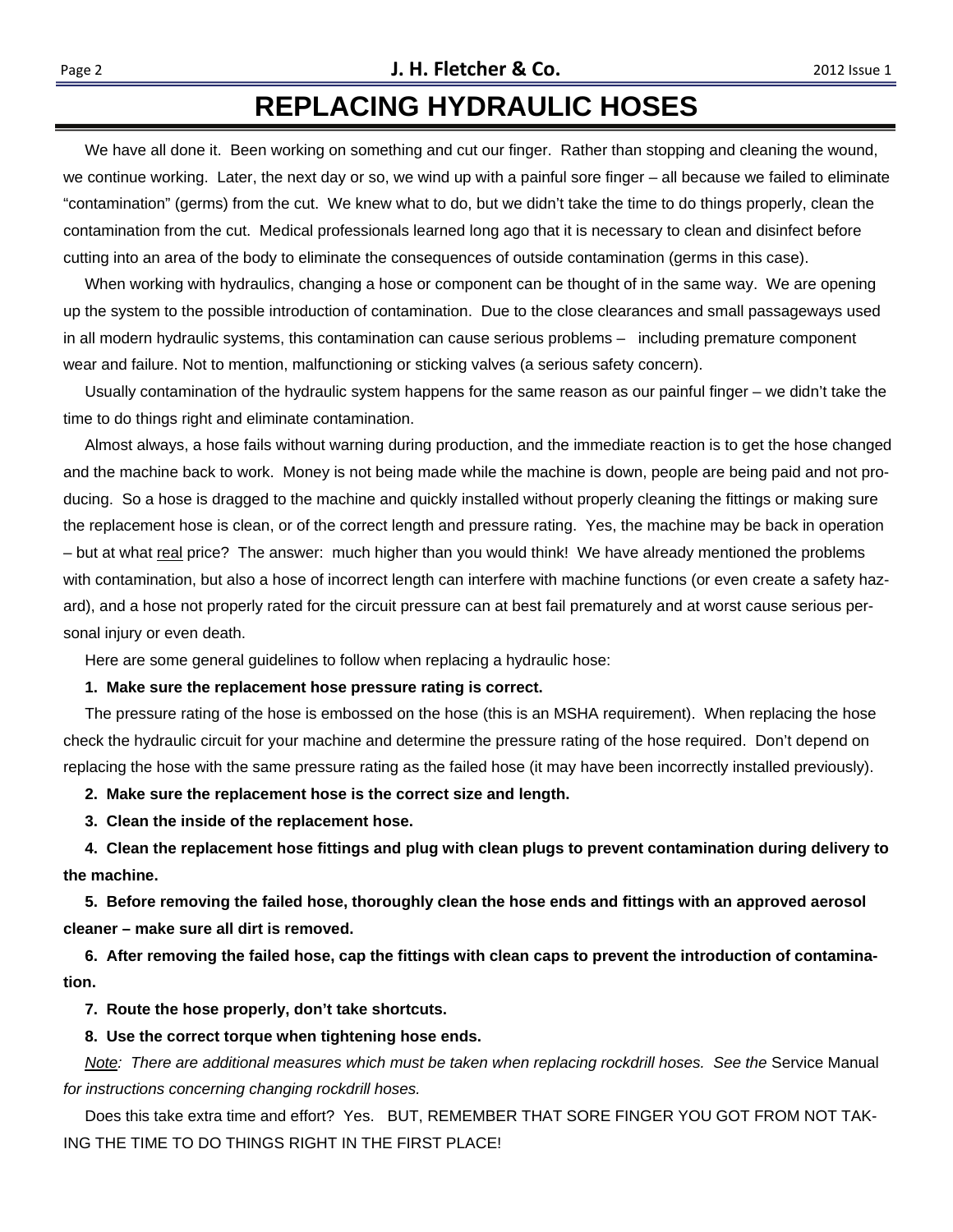# REPLACING HYDRAULIC HOSES

We have all done it. Been working on something and cut our finger. Rather than stopping and cleaning the wound, we continue working. Later, the next day or so, we wind up with a painful sore finger – all because we failed to eliminate "contamination" (germs) from the cut. We knew what to do, but we didn't take the time to do things properly, clean the contamination from the cut. Medical professionals learned long ago that it is necessary to clean and disinfect before cutting into an area of the body to eliminate the consequences of outside contamination (germs in this case).

When working with hydraulics, changing a hose or component can be thought of in the same way. We are opening up the system to the possible introduction of contamination. Due to the close clearances and small passageways used in all modern hydraulic systems, this contamination can cause serious problems – including premature component wear and failure. Not to mention, malfunctioning or sticking valves (a serious safety concern).

Usually contamination of the hydraulic system happens for the same reason as our painful finger – we didn't take the time to do things right and eliminate contamination.

Almost always, a hose fails without warning during production, and the immediate reaction is to get the hose changed and the machine back to work. Money is not being made while the machine is down, people are being paid and not producing. So a hose is dragged to the machine and quickly installed without properly cleaning the fittings or making sure the replacement hose is clean, or of the correct length and pressure rating. Yes, the machine may be back in operation – but at what real price? The answer: much higher than you would think! We have already mentioned the problems with contamination, but also a hose of incorrect length can interfere with machine functions (or even create a safety hazard), and a hose not properly rated for the circuit pressure can at best fail prematurely and at worst cause serious personal injury or even death.

Here are some general guidelines to follow when replacing a hydraulic hose:

**1. Make sure the replacement hose pressure rating is correct.**

The pressure rating of the hose is embossed on the hose (this is an MSHA requirement). When replacing the hose check the hydraulic circuit for your machine and determine the pressure rating of the hose required. Don't depend on replacing the hose with the same pressure rating as the failed hose (it may have been incorrectly installed previously).

**2. Make sure the replacement hose is the correct size and length.**

**3. Clean the inside of the replacement hose.**

**4. Clean the replacement hose fittings and plug with clean plugs to prevent contamination during delivery to the machine.**

**5. Before removing the failed hose, thoroughly clean the hose ends and fittings with an approved aerosol cleaner – make sure all dirt is removed.**

**6. After removing the failed hose, cap the fittings with clean caps to prevent the introduction of contamination.**

**7. Route the hose properly, don't take shortcuts.**

**8. Use the correct torque when tightening hose ends.**

*Note: There are additional measures which must be taken when replacing rockdrill hoses. See the* Service Manual *for instructions concerning changing rockdrill hoses.*

Does this take extra time and effort? Yes. BUT, REMEMBER THAT SORE FINGER YOU GOT FROM NOT TAKING THE TIME TO DO THINGS RIGHT IN THE FIRST PLACE!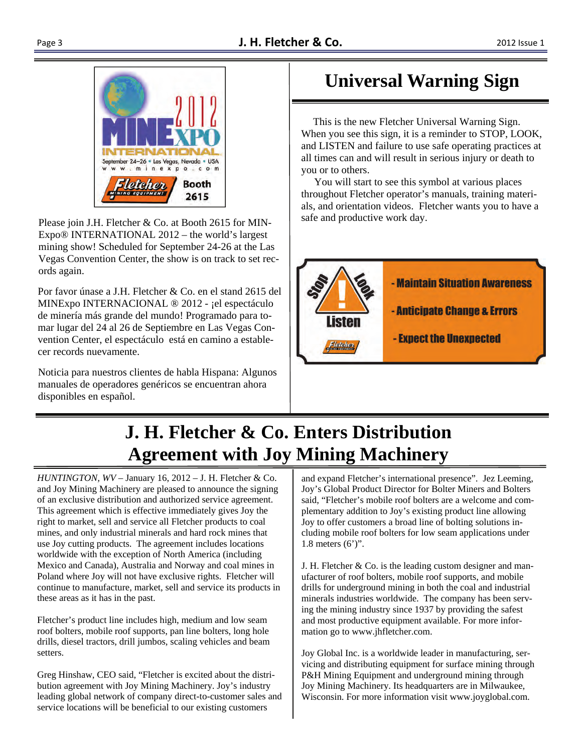Please join J.H. Fletcher & Co. at Booth 2615 for MINExpo® INTERNATIONAL 2012 – the world's largest mining show! Scheduled for September 24-26 at the Las Vegas Convention Center, the show is on track to set records again.

Por favor únase a J.H. Fletcher & Co. en el stand 2615 del MINExpo INTERNACIONAL ® 2012 - ¡el espectáculo de minería más grande del mundo! Programado para tomar lugar del 24 al 26 de Septiembre en Las Vegas Convention Center, el espectáculo está en camino a establecer records nuevamente.

Noticia para nuestros clientes de habla Hispana: Algunos manuales de operadores genéricos se encuentran ahora disponibles en español.

# Universal Warning Sign

This is the new Fletcher Universal Warning Sign. When you see this sign, it is a reminder to STOP, LOOK, and LISTEN and failure to use safe operating practices at all times can and will result in serious injury or death to you or to others.

You will start to see this symbol at various places throughout Fletcher operator's manuals, training materials, and orientation videos. Fletcher wants you to have a safe and productive work day.

# J. H. Fletcher & Co. Enters Distribution Agreement with Joy Mining Machinery

*HUNTINGTON, WV* – January 16, 2012 – J. H. Fletcher & Co. and Joy Mining Machinery are pleased to announce the signing of an exclusive distribution and authorized service agreement. This agreement which is effective immediately gives Joy the right to market, sell and service all Fletcher products to coal mines, and only industrial minerals and hard rock mines that use Joy cutting products. The agreement includes locations worldwide with the exception of North America (including Mexico and Canada), Australia and Norway and coal mines in Poland where Joy will not have exclusive rights. Fletcher will continue to manufacture, market, sell and service its products in these areas as it has in the past.

Fletcher's product line includes high, medium and low seam roof bolters, mobile roof supports, pan line bolters, long hole drills, diesel tractors, drill jumbos, scaling vehicles and beam setters.

Greg Hinshaw, CEO said, "Fletcher is excited about the distribution agreement with Joy Mining Machinery. Joy's industry leading global network of company direct-to-customer sales and service locations will be beneficial to our existing customers and expand Fletcher's international presence". Jez Leeming, Joy's Global Product Director for Bolter Miners and Bolters said, "Fletcher's mobile roof bolters are a welcome and complementary addition to Joy's existing product line allowing Joy to offer customers a broad line of bolting solutions including mobile roof bolters for low seam applications under 1.8 meters (6')".

J. H. Fletcher & Co. is the leading custom designer and manufacturer of roof bolters, mobile roof supports, and mobile drills for underground mining in both the coal and industrial minerals industries worldwide. The company has been serving the mining industry since 1937 by providing the safest and most productive equipment available. For more information go to www.jhfletcher.com.

Joy Global Inc. is a worldwide leader in manufacturing, servicing and distributing equipment for surface mining through P&H Mining Equipment and underground mining through Joy Mining Machinery. Its headquarters are in Milwaukee, Wisconsin. For more information visit www.joyglobal.com.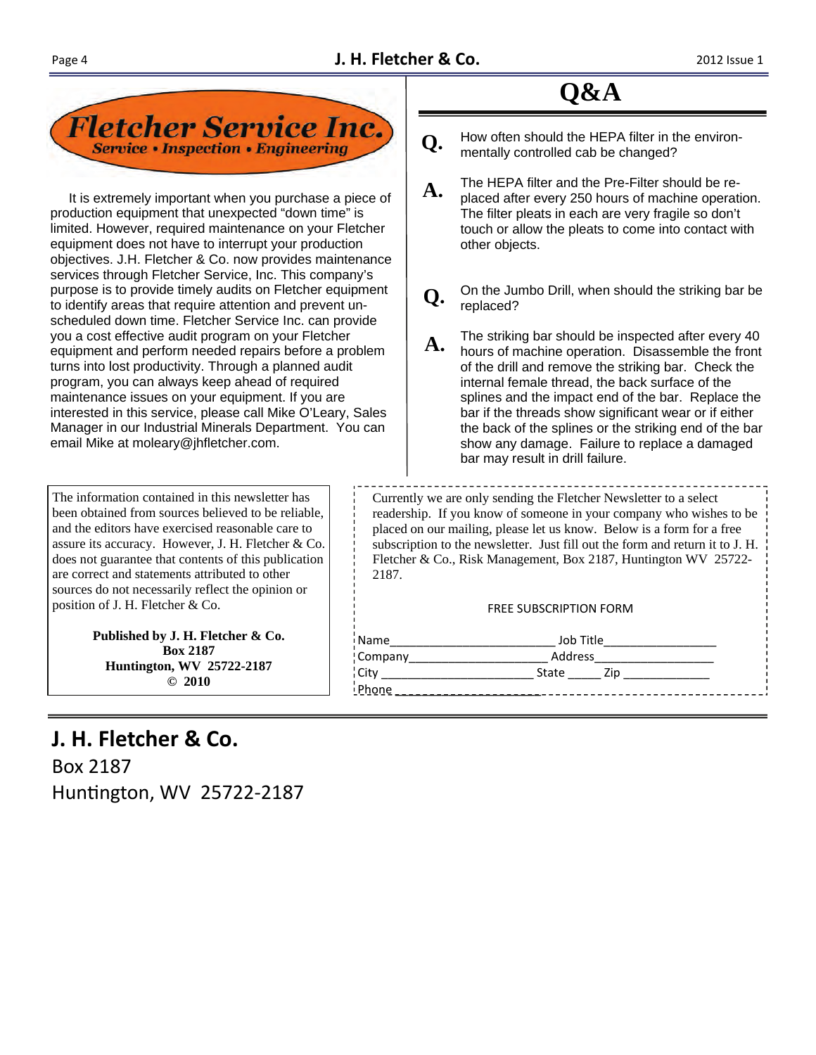# Fletcher Service Inc.

*Service • Inspection • Engineering*

It is extremely important when you purchase a piece of production equipment that unexpected "down time" is limited. However, required maintenance on your Fletcher equipment does not have to interrupt your production objectives. J.H. Fletcher & Co. now provides maintenance services through Fletcher Service, Inc. This company's purpose is to provide timely audits on Fletcher equipment to identify areas that require attention and prevent unscheduled down time. Fletcher Service Inc. can provide you a cost effective audit program on your Fletcher equipment and perform needed repairs before a problem turns into lost productivity. Through a planned audit program, you can always keep ahead of required maintenance issues on your equipment. If you are interested in this service, please call Mike O'Leary, Sales Manager in our Industrial Minerals Department. You can email Mike at moleary@jhfletcher.com.

# Q&A

**Q.** How often should the HEPA filter in the environmentally controlled cab be changed?

**A.** The HEPA filter and the Pre-Filter should be replaced after every 250 hours of machine operation. The filter pleats in each are very fragile so don't touch or allow the pleats to come into contact with other objects.

**Q.** On the Jumbo Drill, when should the striking bar be replaced?

**A.** The striking bar should be inspected after every 40 hours of machine operation. Disassemble the front of the drill and remove the striking bar. Check the internal female thread, the back surface of the splines and the impact end of the bar. Replace the bar if the threads show significant wear or if either the back of the splines or the striking end of the bar show any damage. Failure to replace a damaged bar may result in drill failure.

The information contained in this newsletter has been obtained from sources believed to be reliable, and the editors have exercised reasonable care to assure its accuracy. However, J. H. Fletcher & Co. does not guarantee that contents of this publication are correct and statements attributed to other sources do not necessarily reflect the opinion or position of J. H. Fletcher & Co.

**Published by J. H. Fletcher & Co.**
**Box 2187**
**Huntington, WV 25722-2187**
**© 2010**

Currently we are only sending the Fletcher Newsletter to a select readership. If you know of someone in your company who wishes to be placed on our mailing, please let us know. Below is a form for a free subscription to the newsletter. Just fill out the form and return it to J. H. Fletcher & Co., Risk Management, Box 2187, Huntington WV 25722-2187.

FREE SUBSCRIPTION FORM

Name________________________ Job Title________________

Company____________________ Address_________________

City ______________________ State _____ Zip _____________

Phone _____________________

**J. H. Fletcher & Co.**

Box 2187

Huntington, WV 25722-2187